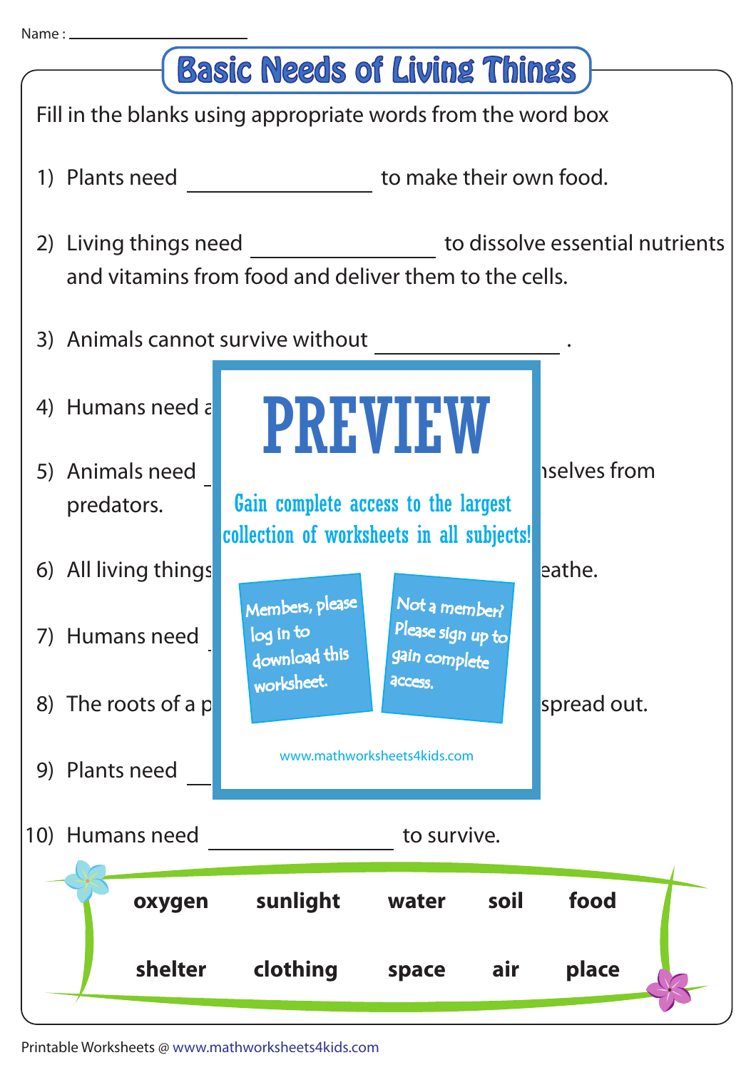Name : ____________________

# Basic Needs of Living Things

Fill in the blanks using appropriate words from the word box

1) Plants need ________________ to make their own food.

2) Living things need ________________ to dissolve essential nutrients and vitamins from food and deliver them to the cells.

3) Animals cannot survive without ________________ .

4) Humans need a

5) Animals need ________________ nselves from predators.

6) All living things eathe.

7) Humans need

8) The roots of a p spread out.

9) Plants need

10) Humans need ________________ to survive.

PREVIEW

Gain complete access to the largest collection of worksheets in all subjects!

Members, please log in to download this worksheet.

Not a member? Please sign up to gain complete access.

www.mathworksheets4kids.com

| | | | | |
|---|---|---|---|---|
| **oxygen** | **sunlight** | **water** | **soil** | **food** |
| **shelter** | **clothing** | **space** | **air** | **place** |

Printable Worksheets @ www.mathworksheets4kids.com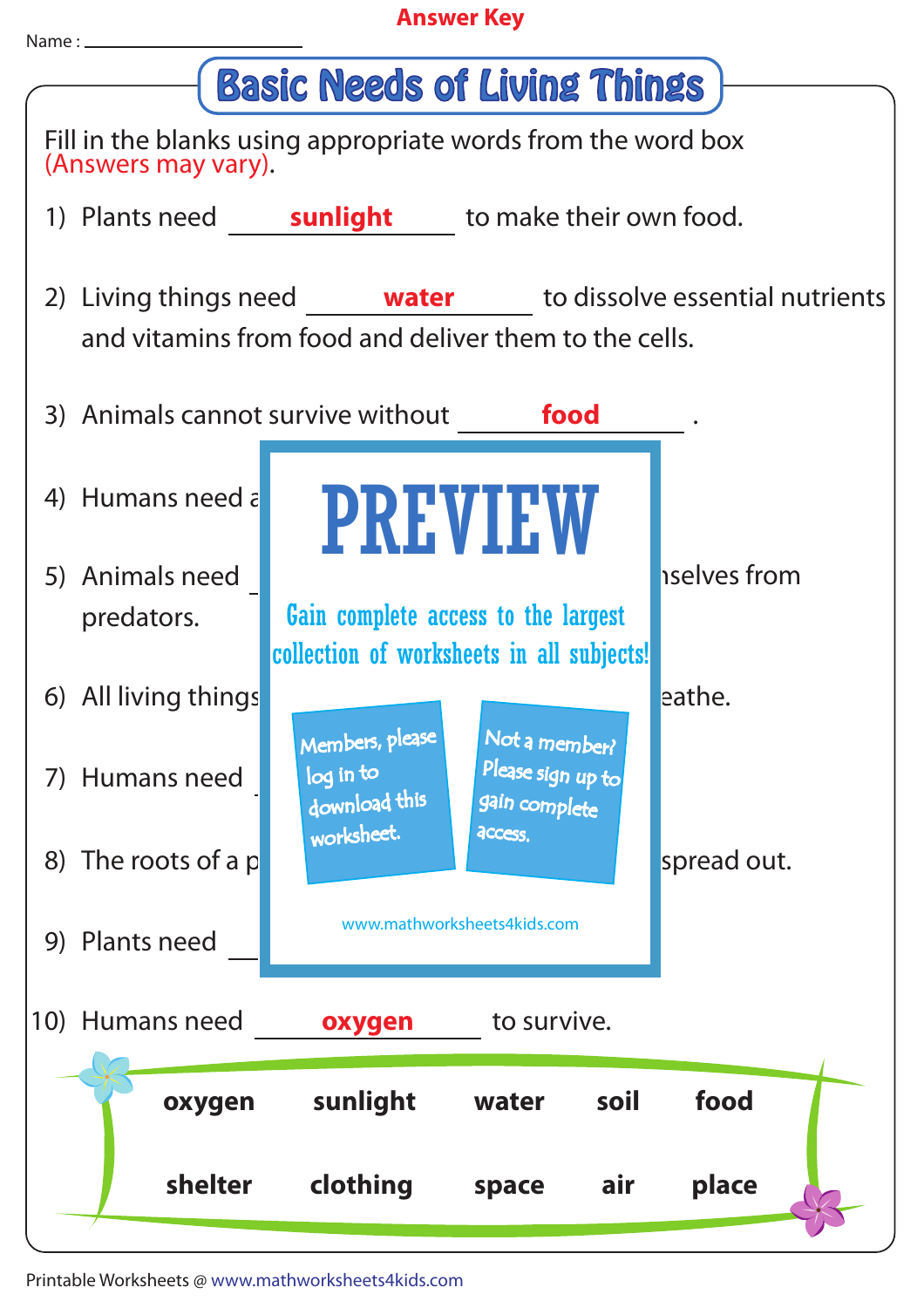Answer Key

Name : ____________________

# Basic Needs of Living Things

Fill in the blanks using appropriate words from the word box (Answers may vary).

1) Plants need **sunlight** to make their own food.

2) Living things need **water** to dissolve essential nutrients and vitamins from food and deliver them to the cells.

3) Animals cannot survive without **food** .

4) Humans need a

5) Animals need ______ nselves from predators.

6) All living things ______ eathe.

7) Humans need

8) The roots of a p ______ spread out.

9) Plants need

10) Humans need **oxygen** to survive.

PREVIEW

Gain complete access to the largest collection of worksheets in all subjects!

Members, please log in to download this worksheet.

Not a member? Please sign up to gain complete access.

www.mathworksheets4kids.com

| | | | | |
|---|---|---|---|---|
| oxygen | sunlight | water | soil | food |
| shelter | clothing | space | air | place |

Printable Worksheets @ www.mathworksheets4kids.com